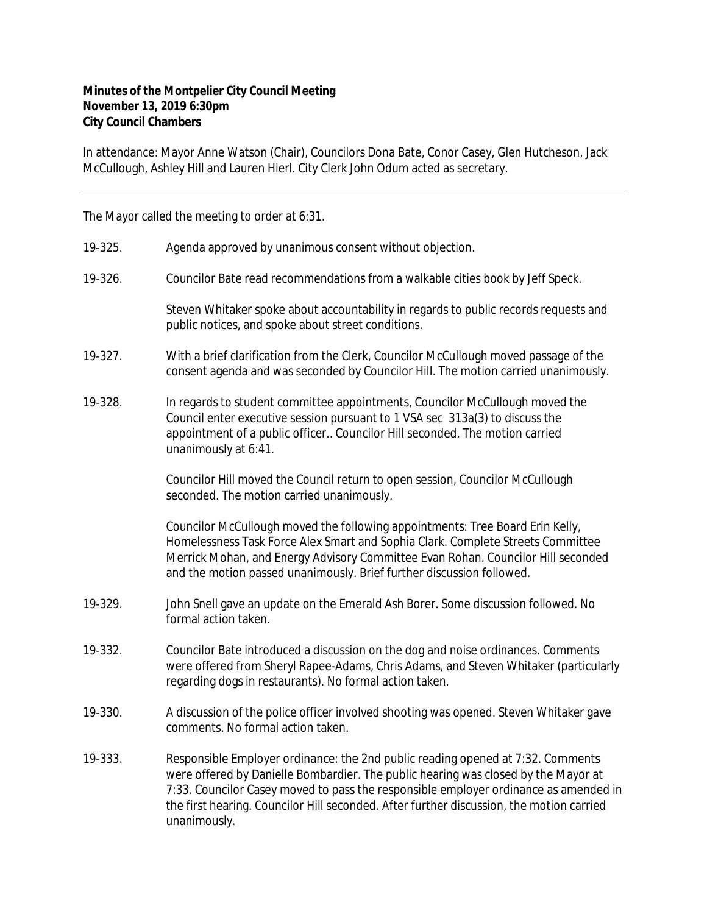**Minutes of the Montpelier City Council Meeting**
**November 13, 2019 6:30pm**
**City Council Chambers**

In attendance: Mayor Anne Watson (Chair), Councilors Dona Bate, Conor Casey, Glen Hutcheson, Jack McCullough, Ashley Hill and Lauren Hierl. City Clerk John Odum acted as secretary.

---

The Mayor called the meeting to order at 6:31.

19-325. Agenda approved by unanimous consent without objection.

19-326. Councilor Bate read recommendations from a walkable cities book by Jeff Speck.

Steven Whitaker spoke about accountability in regards to public records requests and public notices, and spoke about street conditions.

19-327. With a brief clarification from the Clerk, Councilor McCullough moved passage of the consent agenda and was seconded by Councilor Hill. The motion carried unanimously.

19-328. In regards to student committee appointments, Councilor McCullough moved the Council enter executive session pursuant to 1 VSA sec 313a(3) to discuss the appointment of a public officer.. Councilor Hill seconded. The motion carried unanimously at 6:41.

Councilor Hill moved the Council return to open session, Councilor McCullough seconded. The motion carried unanimously.

Councilor McCullough moved the following appointments: Tree Board Erin Kelly, Homelessness Task Force Alex Smart and Sophia Clark. Complete Streets Committee Merrick Mohan, and Energy Advisory Committee Evan Rohan. Councilor Hill seconded and the motion passed unanimously. Brief further discussion followed.

19-329. John Snell gave an update on the Emerald Ash Borer. Some discussion followed. No formal action taken.

19-332. Councilor Bate introduced a discussion on the dog and noise ordinances. Comments were offered from Sheryl Rapee-Adams, Chris Adams, and Steven Whitaker (particularly regarding dogs in restaurants). No formal action taken.

19-330. A discussion of the police officer involved shooting was opened. Steven Whitaker gave comments. No formal action taken.

19-333. Responsible Employer ordinance: the 2nd public reading opened at 7:32. Comments were offered by Danielle Bombardier. The public hearing was closed by the Mayor at 7:33. Councilor Casey moved to pass the responsible employer ordinance as amended in the first hearing. Councilor Hill seconded. After further discussion, the motion carried unanimously.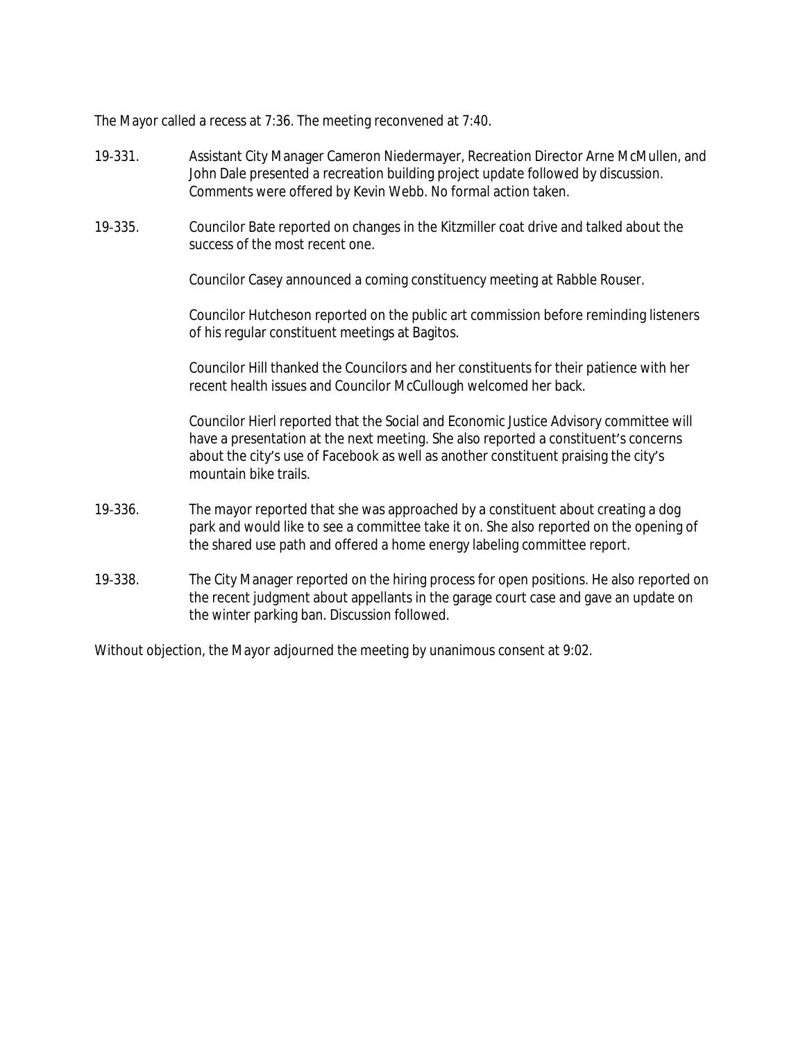The Mayor called a recess at 7:36. The meeting reconvened at 7:40.

19-331. Assistant City Manager Cameron Niedermayer, Recreation Director Arne McMullen, and John Dale presented a recreation building project update followed by discussion. Comments were offered by Kevin Webb. No formal action taken.

19-335. Councilor Bate reported on changes in the Kitzmiller coat drive and talked about the success of the most recent one.

Councilor Casey announced a coming constituency meeting at Rabble Rouser.

Councilor Hutcheson reported on the public art commission before reminding listeners of his regular constituent meetings at Bagitos.

Councilor Hill thanked the Councilors and her constituents for their patience with her recent health issues and Councilor McCullough welcomed her back.

Councilor Hierl reported that the Social and Economic Justice Advisory committee will have a presentation at the next meeting. She also reported a constituent's concerns about the city's use of Facebook as well as another constituent praising the city's mountain bike trails.

19-336. The mayor reported that she was approached by a constituent about creating a dog park and would like to see a committee take it on. She also reported on the opening of the shared use path and offered a home energy labeling committee report.

19-338. The City Manager reported on the hiring process for open positions. He also reported on the recent judgment about appellants in the garage court case and gave an update on the winter parking ban. Discussion followed.

Without objection, the Mayor adjourned the meeting by unanimous consent at 9:02.